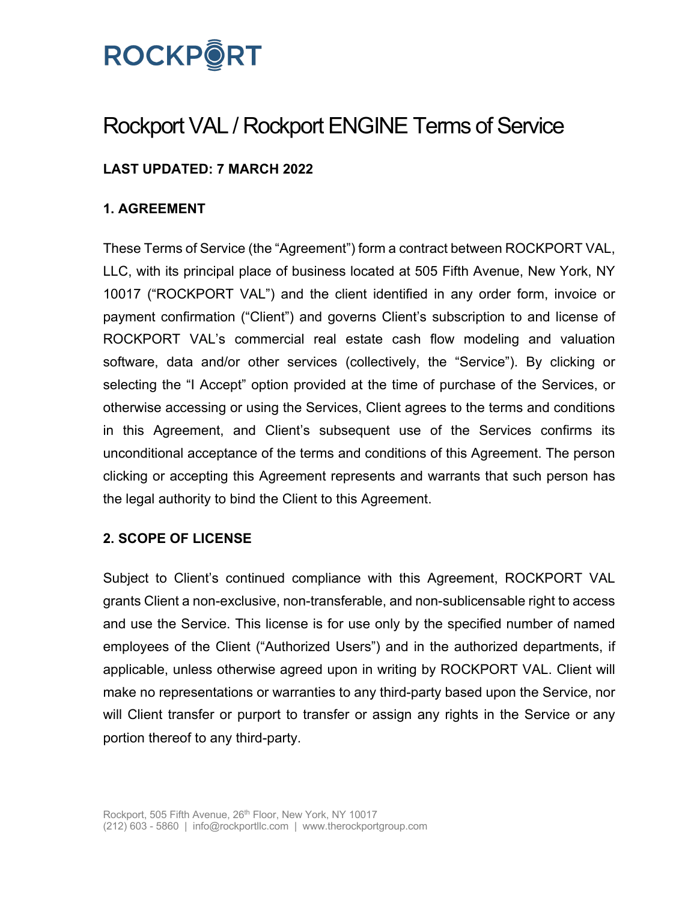# Rockport VAL / Rockport ENGINE Terms of Service

**LAST UPDATED: 7 MARCH 2022**

## 1. AGREEMENT

These Terms of Service (the "Agreement") form a contract between ROCKPORT VAL, LLC, with its principal place of business located at 505 Fifth Avenue, New York, NY 10017 ("ROCKPORT VAL") and the client identified in any order form, invoice or payment confirmation ("Client") and governs Client's subscription to and license of ROCKPORT VAL's commercial real estate cash flow modeling and valuation software, data and/or other services (collectively, the "Service"). By clicking or selecting the "I Accept" option provided at the time of purchase of the Services, or otherwise accessing or using the Services, Client agrees to the terms and conditions in this Agreement, and Client's subsequent use of the Services confirms its unconditional acceptance of the terms and conditions of this Agreement. The person clicking or accepting this Agreement represents and warrants that such person has the legal authority to bind the Client to this Agreement.

## 2. SCOPE OF LICENSE

Subject to Client's continued compliance with this Agreement, ROCKPORT VAL grants Client a non-exclusive, non-transferable, and non-sublicensable right to access and use the Service. This license is for use only by the specified number of named employees of the Client ("Authorized Users") and in the authorized departments, if applicable, unless otherwise agreed upon in writing by ROCKPORT VAL. Client will make no representations or warranties to any third-party based upon the Service, nor will Client transfer or purport to transfer or assign any rights in the Service or any portion thereof to any third-party.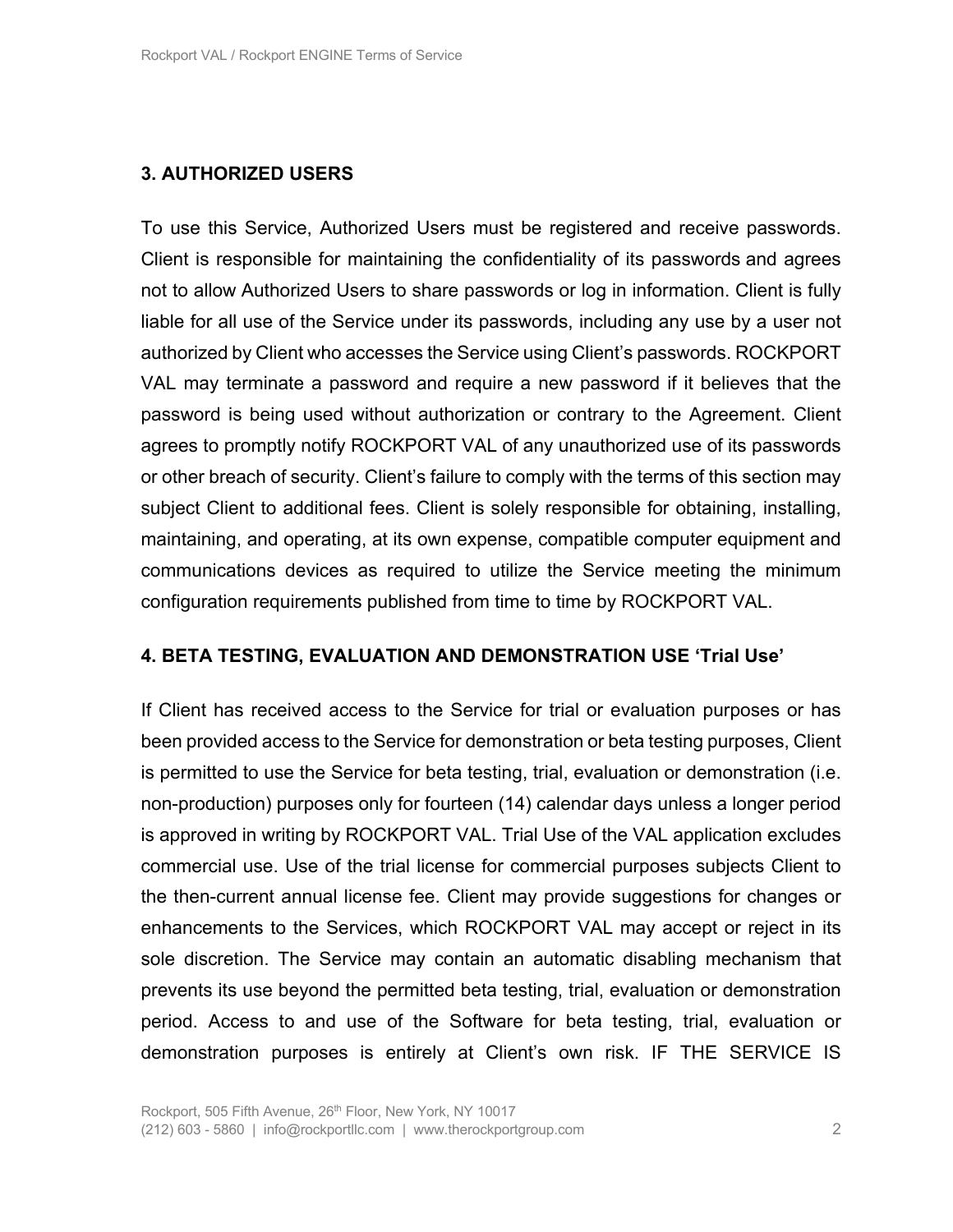## 3. AUTHORIZED USERS

To use this Service, Authorized Users must be registered and receive passwords. Client is responsible for maintaining the confidentiality of its passwords and agrees not to allow Authorized Users to share passwords or log in information. Client is fully liable for all use of the Service under its passwords, including any use by a user not authorized by Client who accesses the Service using Client's passwords. ROCKPORT VAL may terminate a password and require a new password if it believes that the password is being used without authorization or contrary to the Agreement. Client agrees to promptly notify ROCKPORT VAL of any unauthorized use of its passwords or other breach of security. Client's failure to comply with the terms of this section may subject Client to additional fees. Client is solely responsible for obtaining, installing, maintaining, and operating, at its own expense, compatible computer equipment and communications devices as required to utilize the Service meeting the minimum configuration requirements published from time to time by ROCKPORT VAL.

## 4. BETA TESTING, EVALUATION AND DEMONSTRATION USE 'Trial Use'

If Client has received access to the Service for trial or evaluation purposes or has been provided access to the Service for demonstration or beta testing purposes, Client is permitted to use the Service for beta testing, trial, evaluation or demonstration (i.e. non-production) purposes only for fourteen (14) calendar days unless a longer period is approved in writing by ROCKPORT VAL. Trial Use of the VAL application excludes commercial use. Use of the trial license for commercial purposes subjects Client to the then-current annual license fee. Client may provide suggestions for changes or enhancements to the Services, which ROCKPORT VAL may accept or reject in its sole discretion. The Service may contain an automatic disabling mechanism that prevents its use beyond the permitted beta testing, trial, evaluation or demonstration period. Access to and use of the Software for beta testing, trial, evaluation or demonstration purposes is entirely at Client's own risk. IF THE SERVICE IS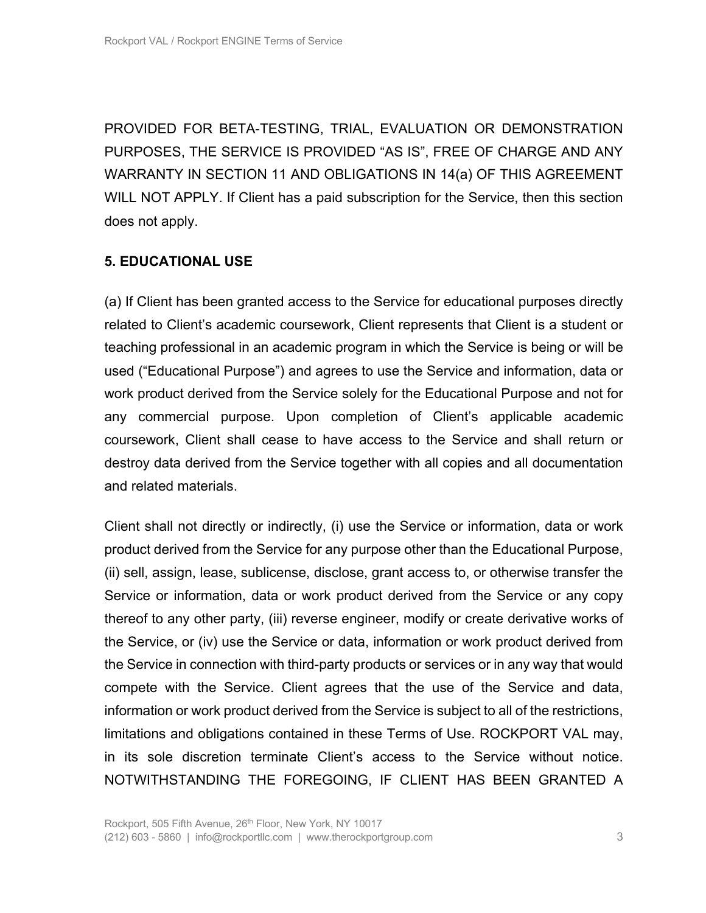PROVIDED FOR BETA-TESTING, TRIAL, EVALUATION OR DEMONSTRATION PURPOSES, THE SERVICE IS PROVIDED "AS IS", FREE OF CHARGE AND ANY WARRANTY IN SECTION 11 AND OBLIGATIONS IN 14(a) OF THIS AGREEMENT WILL NOT APPLY. If Client has a paid subscription for the Service, then this section does not apply.

**5. EDUCATIONAL USE**

(a) If Client has been granted access to the Service for educational purposes directly related to Client's academic coursework, Client represents that Client is a student or teaching professional in an academic program in which the Service is being or will be used ("Educational Purpose") and agrees to use the Service and information, data or work product derived from the Service solely for the Educational Purpose and not for any commercial purpose. Upon completion of Client's applicable academic coursework, Client shall cease to have access to the Service and shall return or destroy data derived from the Service together with all copies and all documentation and related materials.

Client shall not directly or indirectly, (i) use the Service or information, data or work product derived from the Service for any purpose other than the Educational Purpose, (ii) sell, assign, lease, sublicense, disclose, grant access to, or otherwise transfer the Service or information, data or work product derived from the Service or any copy thereof to any other party, (iii) reverse engineer, modify or create derivative works of the Service, or (iv) use the Service or data, information or work product derived from the Service in connection with third-party products or services or in any way that would compete with the Service. Client agrees that the use of the Service and data, information or work product derived from the Service is subject to all of the restrictions, limitations and obligations contained in these Terms of Use. ROCKPORT VAL may, in its sole discretion terminate Client's access to the Service without notice. NOTWITHSTANDING THE FOREGOING, IF CLIENT HAS BEEN GRANTED A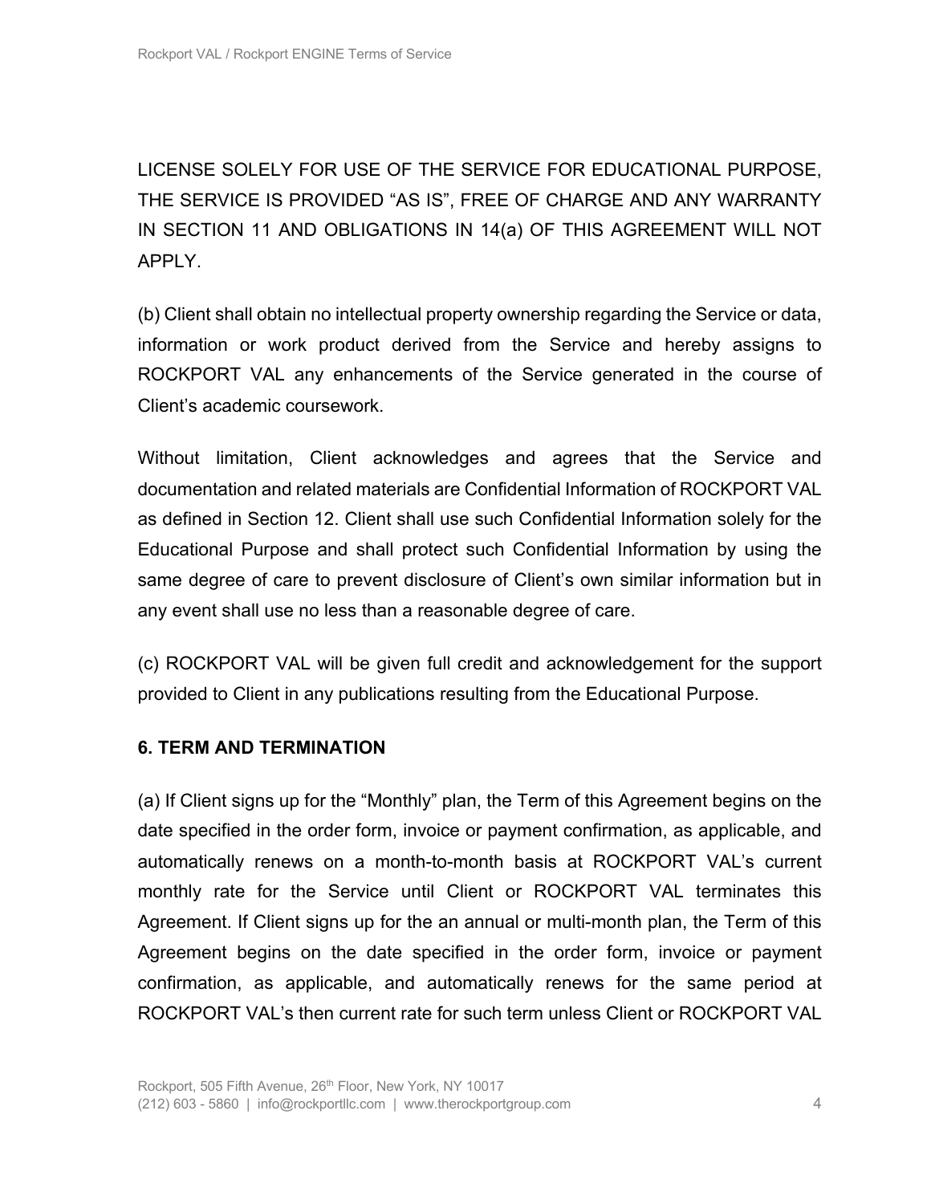LICENSE SOLELY FOR USE OF THE SERVICE FOR EDUCATIONAL PURPOSE, THE SERVICE IS PROVIDED “AS IS”, FREE OF CHARGE AND ANY WARRANTY IN SECTION 11 AND OBLIGATIONS IN 14(a) OF THIS AGREEMENT WILL NOT APPLY.

(b) Client shall obtain no intellectual property ownership regarding the Service or data, information or work product derived from the Service and hereby assigns to ROCKPORT VAL any enhancements of the Service generated in the course of Client’s academic coursework.

Without limitation, Client acknowledges and agrees that the Service and documentation and related materials are Confidential Information of ROCKPORT VAL as defined in Section 12. Client shall use such Confidential Information solely for the Educational Purpose and shall protect such Confidential Information by using the same degree of care to prevent disclosure of Client’s own similar information but in any event shall use no less than a reasonable degree of care.

(c) ROCKPORT VAL will be given full credit and acknowledgement for the support provided to Client in any publications resulting from the Educational Purpose.

**6. TERM AND TERMINATION**

(a) If Client signs up for the “Monthly” plan, the Term of this Agreement begins on the date specified in the order form, invoice or payment confirmation, as applicable, and automatically renews on a month-to-month basis at ROCKPORT VAL’s current monthly rate for the Service until Client or ROCKPORT VAL terminates this Agreement. If Client signs up for the an annual or multi-month plan, the Term of this Agreement begins on the date specified in the order form, invoice or payment confirmation, as applicable, and automatically renews for the same period at ROCKPORT VAL’s then current rate for such term unless Client or ROCKPORT VAL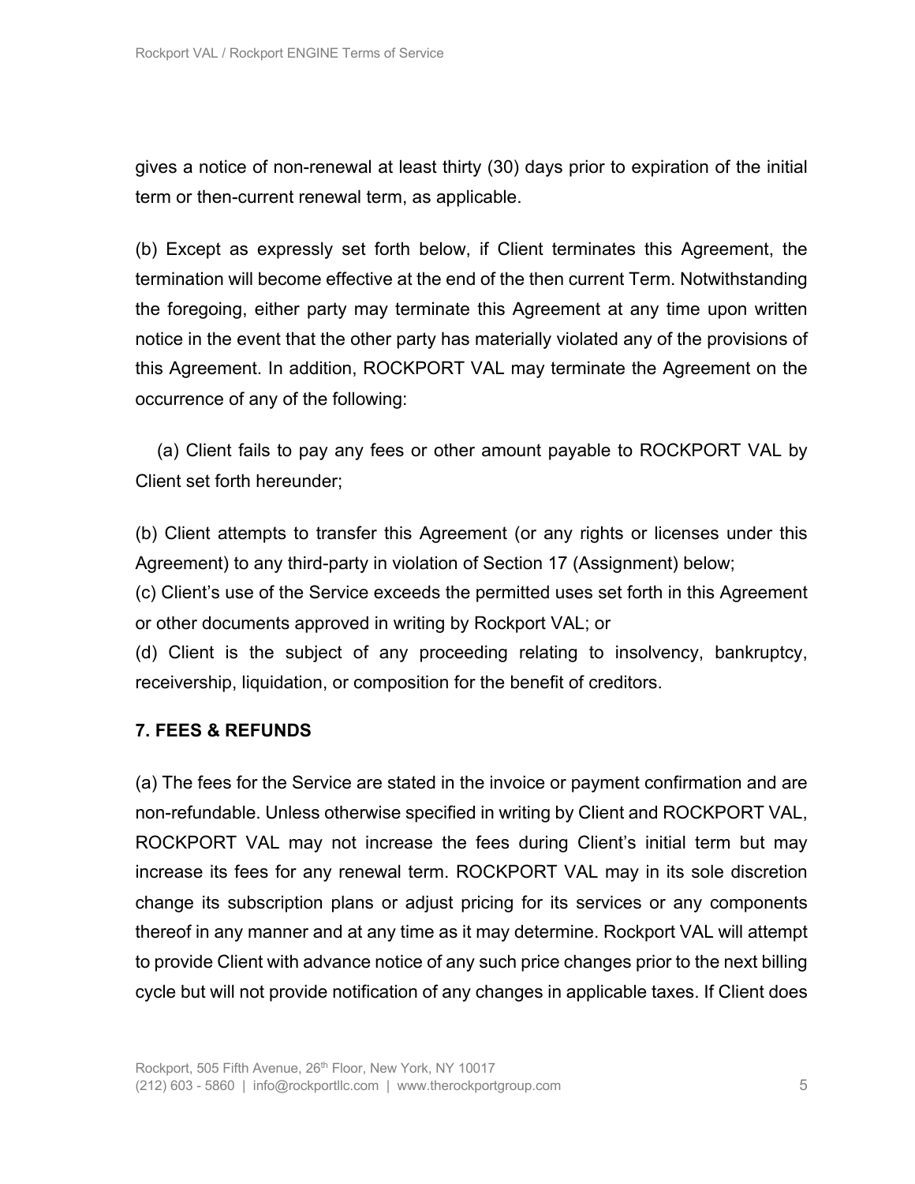gives a notice of non-renewal at least thirty (30) days prior to expiration of the initial term or then-current renewal term, as applicable.

(b) Except as expressly set forth below, if Client terminates this Agreement, the termination will become effective at the end of the then current Term. Notwithstanding the foregoing, either party may terminate this Agreement at any time upon written notice in the event that the other party has materially violated any of the provisions of this Agreement. In addition, ROCKPORT VAL may terminate the Agreement on the occurrence of any of the following:

(a) Client fails to pay any fees or other amount payable to ROCKPORT VAL by Client set forth hereunder;

(b) Client attempts to transfer this Agreement (or any rights or licenses under this Agreement) to any third-party in violation of Section 17 (Assignment) below;
(c) Client's use of the Service exceeds the permitted uses set forth in this Agreement or other documents approved in writing by Rockport VAL; or
(d) Client is the subject of any proceeding relating to insolvency, bankruptcy, receivership, liquidation, or composition for the benefit of creditors.

### 7. FEES & REFUNDS

(a) The fees for the Service are stated in the invoice or payment confirmation and are non-refundable. Unless otherwise specified in writing by Client and ROCKPORT VAL, ROCKPORT VAL may not increase the fees during Client's initial term but may increase its fees for any renewal term. ROCKPORT VAL may in its sole discretion change its subscription plans or adjust pricing for its services or any components thereof in any manner and at any time as it may determine. Rockport VAL will attempt to provide Client with advance notice of any such price changes prior to the next billing cycle but will not provide notification of any changes in applicable taxes. If Client does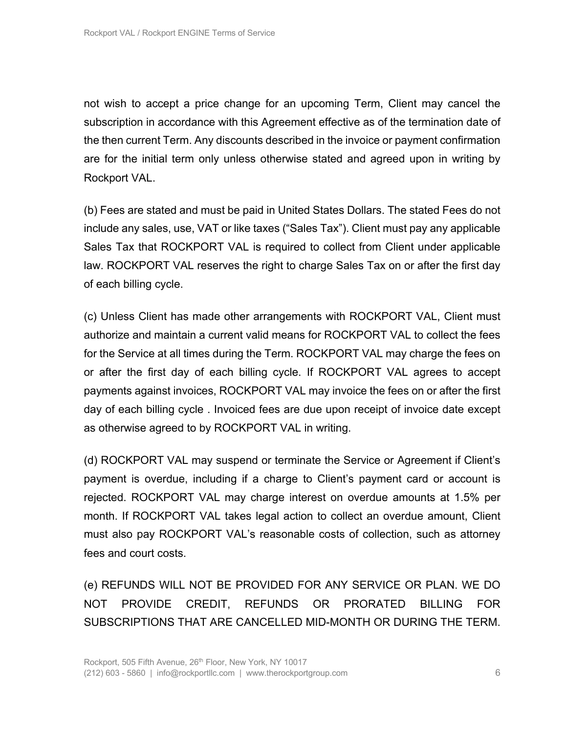not wish to accept a price change for an upcoming Term, Client may cancel the subscription in accordance with this Agreement effective as of the termination date of the then current Term. Any discounts described in the invoice or payment confirmation are for the initial term only unless otherwise stated and agreed upon in writing by Rockport VAL.

(b) Fees are stated and must be paid in United States Dollars. The stated Fees do not include any sales, use, VAT or like taxes (“Sales Tax”). Client must pay any applicable Sales Tax that ROCKPORT VAL is required to collect from Client under applicable law. ROCKPORT VAL reserves the right to charge Sales Tax on or after the first day of each billing cycle.

(c) Unless Client has made other arrangements with ROCKPORT VAL, Client must authorize and maintain a current valid means for ROCKPORT VAL to collect the fees for the Service at all times during the Term. ROCKPORT VAL may charge the fees on or after the first day of each billing cycle. If ROCKPORT VAL agrees to accept payments against invoices, ROCKPORT VAL may invoice the fees on or after the first day of each billing cycle . Invoiced fees are due upon receipt of invoice date except as otherwise agreed to by ROCKPORT VAL in writing.

(d) ROCKPORT VAL may suspend or terminate the Service or Agreement if Client’s payment is overdue, including if a charge to Client’s payment card or account is rejected. ROCKPORT VAL may charge interest on overdue amounts at 1.5% per month. If ROCKPORT VAL takes legal action to collect an overdue amount, Client must also pay ROCKPORT VAL’s reasonable costs of collection, such as attorney fees and court costs.

(e) REFUNDS WILL NOT BE PROVIDED FOR ANY SERVICE OR PLAN. WE DO NOT PROVIDE CREDIT, REFUNDS OR PRORATED BILLING FOR SUBSCRIPTIONS THAT ARE CANCELLED MID-MONTH OR DURING THE TERM.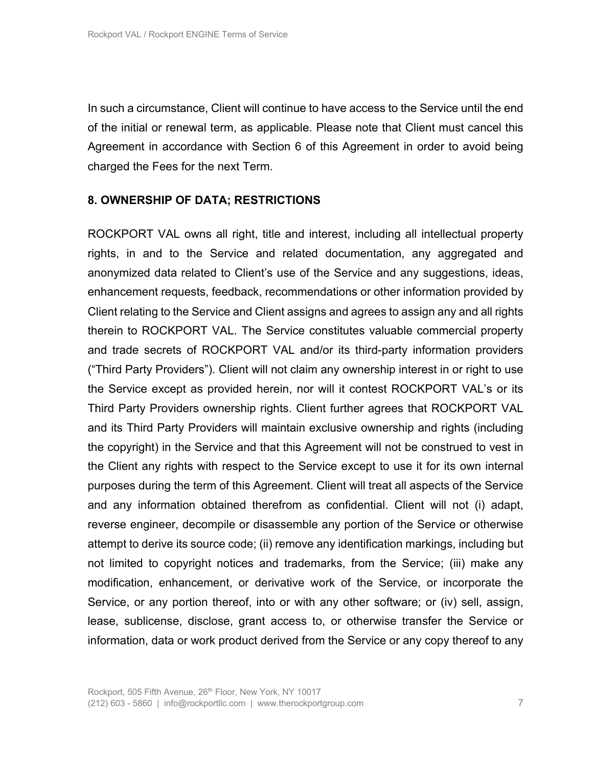In such a circumstance, Client will continue to have access to the Service until the end of the initial or renewal term, as applicable. Please note that Client must cancel this Agreement in accordance with Section 6 of this Agreement in order to avoid being charged the Fees for the next Term.

## 8. OWNERSHIP OF DATA; RESTRICTIONS

ROCKPORT VAL owns all right, title and interest, including all intellectual property rights, in and to the Service and related documentation, any aggregated and anonymized data related to Client's use of the Service and any suggestions, ideas, enhancement requests, feedback, recommendations or other information provided by Client relating to the Service and Client assigns and agrees to assign any and all rights therein to ROCKPORT VAL. The Service constitutes valuable commercial property and trade secrets of ROCKPORT VAL and/or its third-party information providers ("Third Party Providers"). Client will not claim any ownership interest in or right to use the Service except as provided herein, nor will it contest ROCKPORT VAL's or its Third Party Providers ownership rights. Client further agrees that ROCKPORT VAL and its Third Party Providers will maintain exclusive ownership and rights (including the copyright) in the Service and that this Agreement will not be construed to vest in the Client any rights with respect to the Service except to use it for its own internal purposes during the term of this Agreement. Client will treat all aspects of the Service and any information obtained therefrom as confidential. Client will not (i) adapt, reverse engineer, decompile or disassemble any portion of the Service or otherwise attempt to derive its source code; (ii) remove any identification markings, including but not limited to copyright notices and trademarks, from the Service; (iii) make any modification, enhancement, or derivative work of the Service, or incorporate the Service, or any portion thereof, into or with any other software; or (iv) sell, assign, lease, sublicense, disclose, grant access to, or otherwise transfer the Service or information, data or work product derived from the Service or any copy thereof to any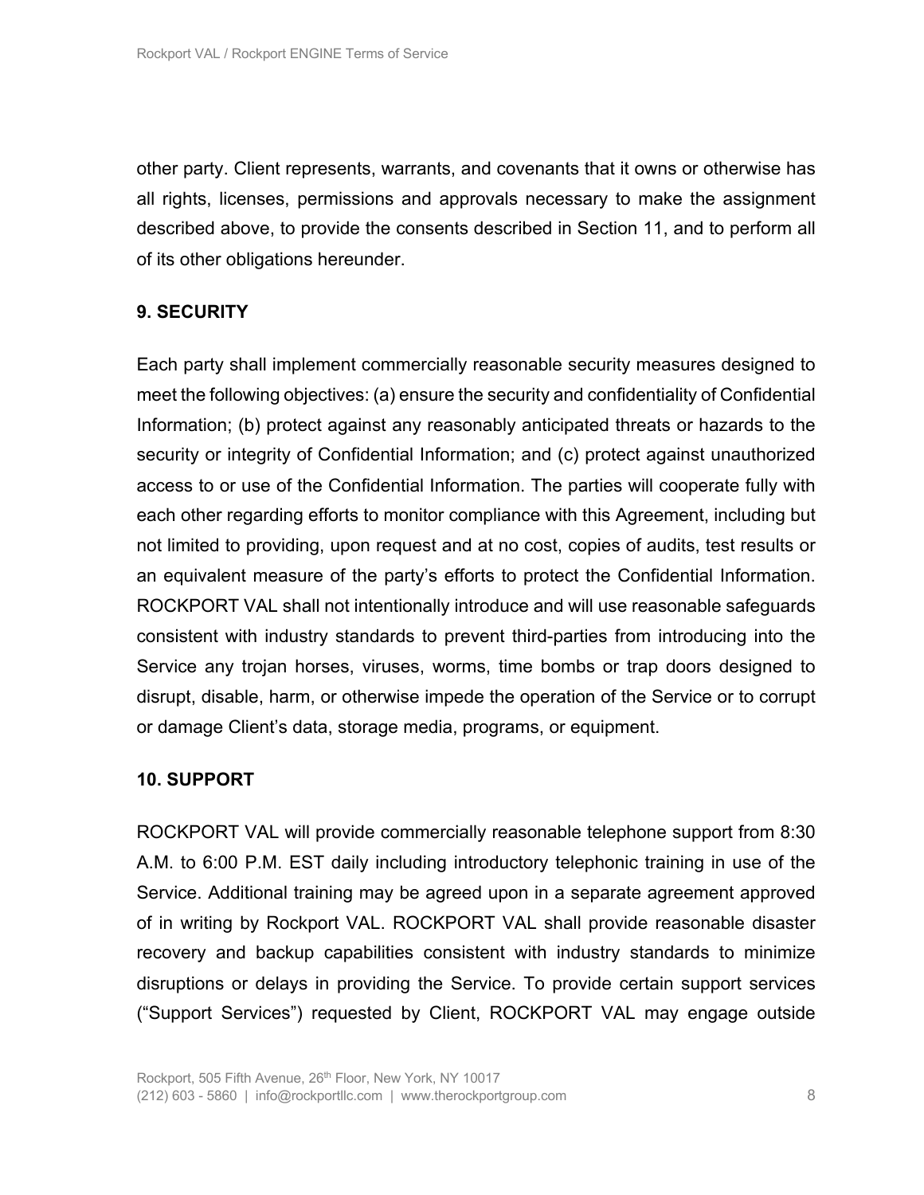other party. Client represents, warrants, and covenants that it owns or otherwise has all rights, licenses, permissions and approvals necessary to make the assignment described above, to provide the consents described in Section 11, and to perform all of its other obligations hereunder.

## 9. SECURITY

Each party shall implement commercially reasonable security measures designed to meet the following objectives: (a) ensure the security and confidentiality of Confidential Information; (b) protect against any reasonably anticipated threats or hazards to the security or integrity of Confidential Information; and (c) protect against unauthorized access to or use of the Confidential Information. The parties will cooperate fully with each other regarding efforts to monitor compliance with this Agreement, including but not limited to providing, upon request and at no cost, copies of audits, test results or an equivalent measure of the party's efforts to protect the Confidential Information. ROCKPORT VAL shall not intentionally introduce and will use reasonable safeguards consistent with industry standards to prevent third-parties from introducing into the Service any trojan horses, viruses, worms, time bombs or trap doors designed to disrupt, disable, harm, or otherwise impede the operation of the Service or to corrupt or damage Client's data, storage media, programs, or equipment.

## 10. SUPPORT

ROCKPORT VAL will provide commercially reasonable telephone support from 8:30 A.M. to 6:00 P.M. EST daily including introductory telephonic training in use of the Service. Additional training may be agreed upon in a separate agreement approved of in writing by Rockport VAL. ROCKPORT VAL shall provide reasonable disaster recovery and backup capabilities consistent with industry standards to minimize disruptions or delays in providing the Service. To provide certain support services ("Support Services") requested by Client, ROCKPORT VAL may engage outside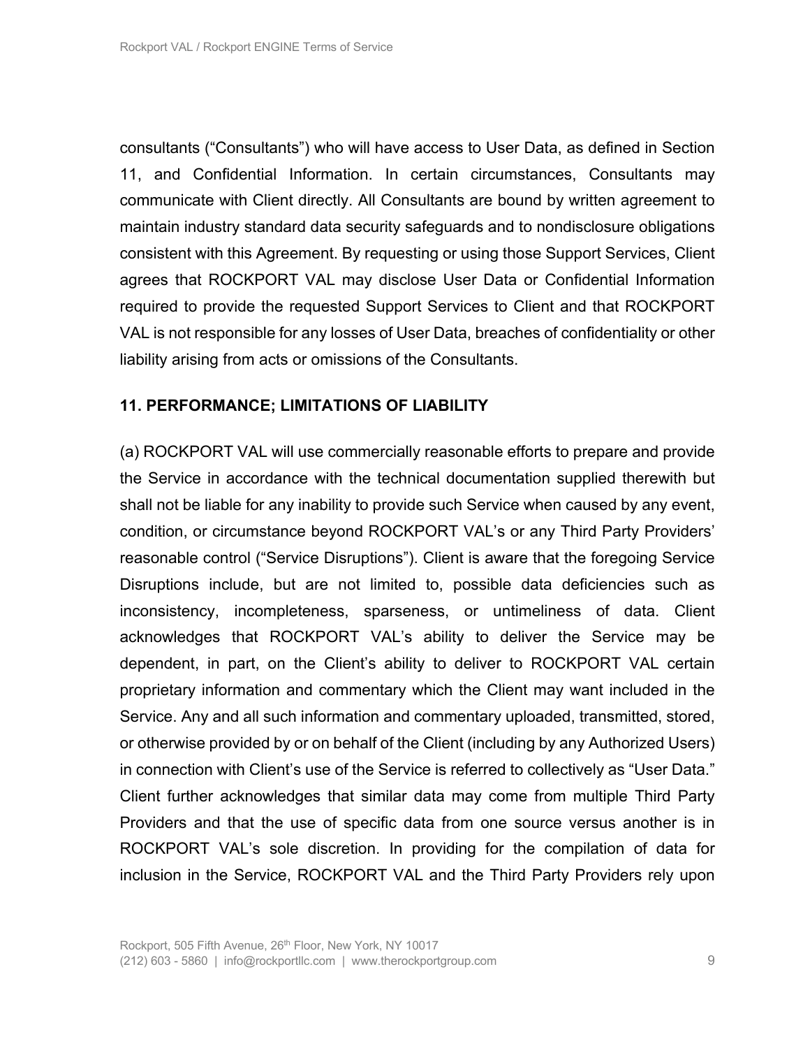consultants ("Consultants") who will have access to User Data, as defined in Section 11, and Confidential Information. In certain circumstances, Consultants may communicate with Client directly. All Consultants are bound by written agreement to maintain industry standard data security safeguards and to nondisclosure obligations consistent with this Agreement. By requesting or using those Support Services, Client agrees that ROCKPORT VAL may disclose User Data or Confidential Information required to provide the requested Support Services to Client and that ROCKPORT VAL is not responsible for any losses of User Data, breaches of confidentiality or other liability arising from acts or omissions of the Consultants.

## 11. PERFORMANCE; LIMITATIONS OF LIABILITY

(a) ROCKPORT VAL will use commercially reasonable efforts to prepare and provide the Service in accordance with the technical documentation supplied therewith but shall not be liable for any inability to provide such Service when caused by any event, condition, or circumstance beyond ROCKPORT VAL's or any Third Party Providers' reasonable control ("Service Disruptions"). Client is aware that the foregoing Service Disruptions include, but are not limited to, possible data deficiencies such as inconsistency, incompleteness, sparseness, or untimeliness of data. Client acknowledges that ROCKPORT VAL's ability to deliver the Service may be dependent, in part, on the Client's ability to deliver to ROCKPORT VAL certain proprietary information and commentary which the Client may want included in the Service. Any and all such information and commentary uploaded, transmitted, stored, or otherwise provided by or on behalf of the Client (including by any Authorized Users) in connection with Client's use of the Service is referred to collectively as "User Data." Client further acknowledges that similar data may come from multiple Third Party Providers and that the use of specific data from one source versus another is in ROCKPORT VAL's sole discretion. In providing for the compilation of data for inclusion in the Service, ROCKPORT VAL and the Third Party Providers rely upon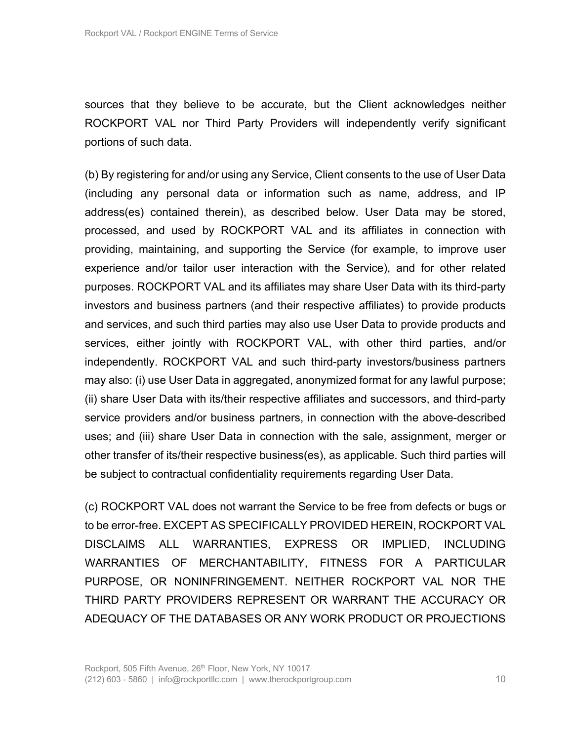sources that they believe to be accurate, but the Client acknowledges neither ROCKPORT VAL nor Third Party Providers will independently verify significant portions of such data.

(b) By registering for and/or using any Service, Client consents to the use of User Data (including any personal data or information such as name, address, and IP address(es) contained therein), as described below. User Data may be stored, processed, and used by ROCKPORT VAL and its affiliates in connection with providing, maintaining, and supporting the Service (for example, to improve user experience and/or tailor user interaction with the Service), and for other related purposes. ROCKPORT VAL and its affiliates may share User Data with its third-party investors and business partners (and their respective affiliates) to provide products and services, and such third parties may also use User Data to provide products and services, either jointly with ROCKPORT VAL, with other third parties, and/or independently. ROCKPORT VAL and such third-party investors/business partners may also: (i) use User Data in aggregated, anonymized format for any lawful purpose; (ii) share User Data with its/their respective affiliates and successors, and third-party service providers and/or business partners, in connection with the above-described uses; and (iii) share User Data in connection with the sale, assignment, merger or other transfer of its/their respective business(es), as applicable. Such third parties will be subject to contractual confidentiality requirements regarding User Data.

(c) ROCKPORT VAL does not warrant the Service to be free from defects or bugs or to be error-free. EXCEPT AS SPECIFICALLY PROVIDED HEREIN, ROCKPORT VAL DISCLAIMS ALL WARRANTIES, EXPRESS OR IMPLIED, INCLUDING WARRANTIES OF MERCHANTABILITY, FITNESS FOR A PARTICULAR PURPOSE, OR NONINFRINGEMENT. NEITHER ROCKPORT VAL NOR THE THIRD PARTY PROVIDERS REPRESENT OR WARRANT THE ACCURACY OR ADEQUACY OF THE DATABASES OR ANY WORK PRODUCT OR PROJECTIONS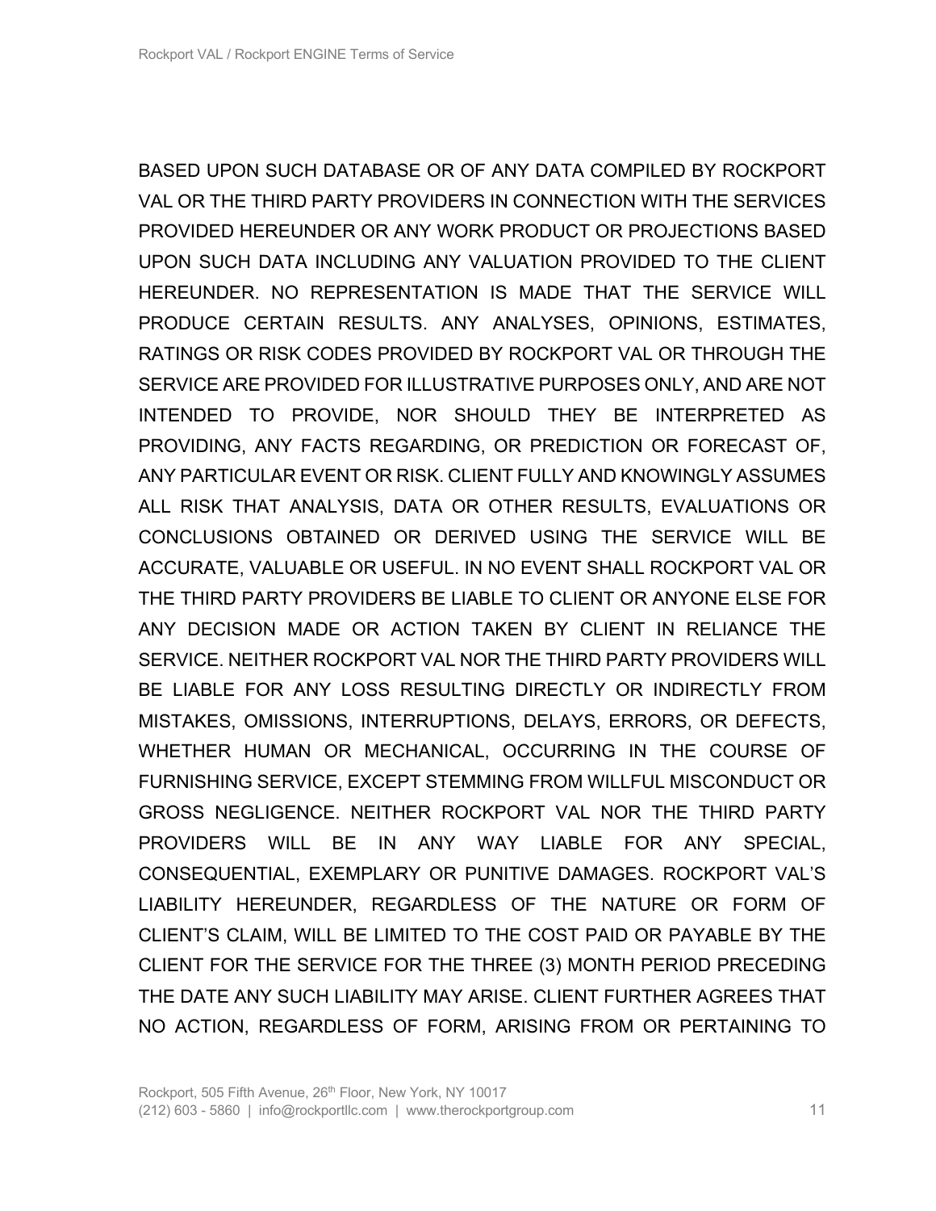BASED UPON SUCH DATABASE OR OF ANY DATA COMPILED BY ROCKPORT VAL OR THE THIRD PARTY PROVIDERS IN CONNECTION WITH THE SERVICES PROVIDED HEREUNDER OR ANY WORK PRODUCT OR PROJECTIONS BASED UPON SUCH DATA INCLUDING ANY VALUATION PROVIDED TO THE CLIENT HEREUNDER. NO REPRESENTATION IS MADE THAT THE SERVICE WILL PRODUCE CERTAIN RESULTS. ANY ANALYSES, OPINIONS, ESTIMATES, RATINGS OR RISK CODES PROVIDED BY ROCKPORT VAL OR THROUGH THE SERVICE ARE PROVIDED FOR ILLUSTRATIVE PURPOSES ONLY, AND ARE NOT INTENDED TO PROVIDE, NOR SHOULD THEY BE INTERPRETED AS PROVIDING, ANY FACTS REGARDING, OR PREDICTION OR FORECAST OF, ANY PARTICULAR EVENT OR RISK. CLIENT FULLY AND KNOWINGLY ASSUMES ALL RISK THAT ANALYSIS, DATA OR OTHER RESULTS, EVALUATIONS OR CONCLUSIONS OBTAINED OR DERIVED USING THE SERVICE WILL BE ACCURATE, VALUABLE OR USEFUL. IN NO EVENT SHALL ROCKPORT VAL OR THE THIRD PARTY PROVIDERS BE LIABLE TO CLIENT OR ANYONE ELSE FOR ANY DECISION MADE OR ACTION TAKEN BY CLIENT IN RELIANCE THE SERVICE. NEITHER ROCKPORT VAL NOR THE THIRD PARTY PROVIDERS WILL BE LIABLE FOR ANY LOSS RESULTING DIRECTLY OR INDIRECTLY FROM MISTAKES, OMISSIONS, INTERRUPTIONS, DELAYS, ERRORS, OR DEFECTS, WHETHER HUMAN OR MECHANICAL, OCCURRING IN THE COURSE OF FURNISHING SERVICE, EXCEPT STEMMING FROM WILLFUL MISCONDUCT OR GROSS NEGLIGENCE. NEITHER ROCKPORT VAL NOR THE THIRD PARTY PROVIDERS WILL BE IN ANY WAY LIABLE FOR ANY SPECIAL, CONSEQUENTIAL, EXEMPLARY OR PUNITIVE DAMAGES. ROCKPORT VAL'S LIABILITY HEREUNDER, REGARDLESS OF THE NATURE OR FORM OF CLIENT'S CLAIM, WILL BE LIMITED TO THE COST PAID OR PAYABLE BY THE CLIENT FOR THE SERVICE FOR THE THREE (3) MONTH PERIOD PRECEDING THE DATE ANY SUCH LIABILITY MAY ARISE. CLIENT FURTHER AGREES THAT NO ACTION, REGARDLESS OF FORM, ARISING FROM OR PERTAINING TO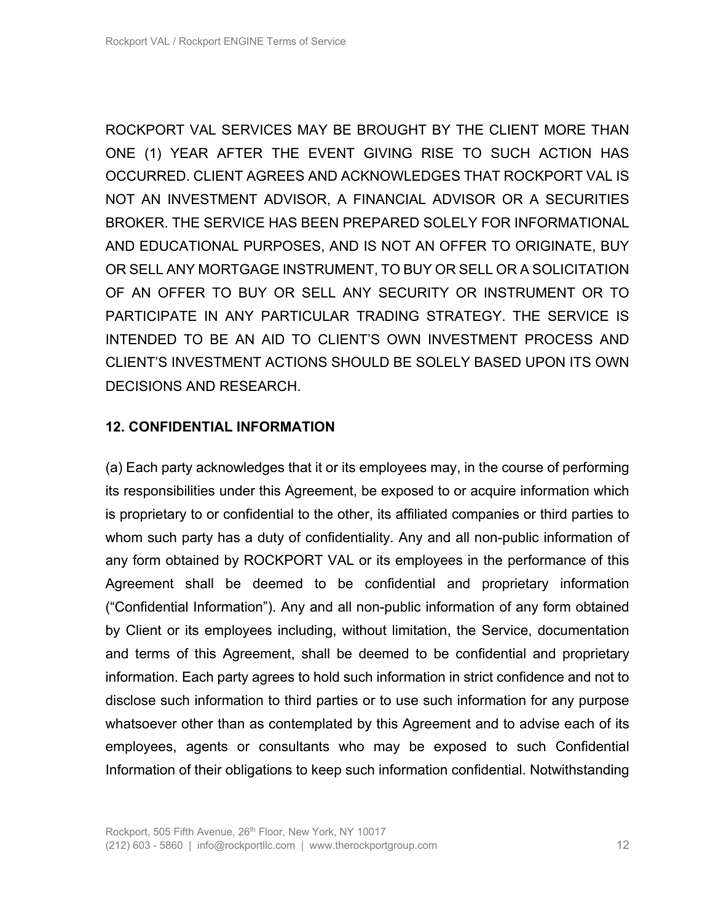ROCKPORT VAL SERVICES MAY BE BROUGHT BY THE CLIENT MORE THAN ONE (1) YEAR AFTER THE EVENT GIVING RISE TO SUCH ACTION HAS OCCURRED. CLIENT AGREES AND ACKNOWLEDGES THAT ROCKPORT VAL IS NOT AN INVESTMENT ADVISOR, A FINANCIAL ADVISOR OR A SECURITIES BROKER. THE SERVICE HAS BEEN PREPARED SOLELY FOR INFORMATIONAL AND EDUCATIONAL PURPOSES, AND IS NOT AN OFFER TO ORIGINATE, BUY OR SELL ANY MORTGAGE INSTRUMENT, TO BUY OR SELL OR A SOLICITATION OF AN OFFER TO BUY OR SELL ANY SECURITY OR INSTRUMENT OR TO PARTICIPATE IN ANY PARTICULAR TRADING STRATEGY. THE SERVICE IS INTENDED TO BE AN AID TO CLIENT'S OWN INVESTMENT PROCESS AND CLIENT'S INVESTMENT ACTIONS SHOULD BE SOLELY BASED UPON ITS OWN DECISIONS AND RESEARCH.

## 12. CONFIDENTIAL INFORMATION

(a) Each party acknowledges that it or its employees may, in the course of performing its responsibilities under this Agreement, be exposed to or acquire information which is proprietary to or confidential to the other, its affiliated companies or third parties to whom such party has a duty of confidentiality. Any and all non-public information of any form obtained by ROCKPORT VAL or its employees in the performance of this Agreement shall be deemed to be confidential and proprietary information ("Confidential Information"). Any and all non-public information of any form obtained by Client or its employees including, without limitation, the Service, documentation and terms of this Agreement, shall be deemed to be confidential and proprietary information. Each party agrees to hold such information in strict confidence and not to disclose such information to third parties or to use such information for any purpose whatsoever other than as contemplated by this Agreement and to advise each of its employees, agents or consultants who may be exposed to such Confidential Information of their obligations to keep such information confidential. Notwithstanding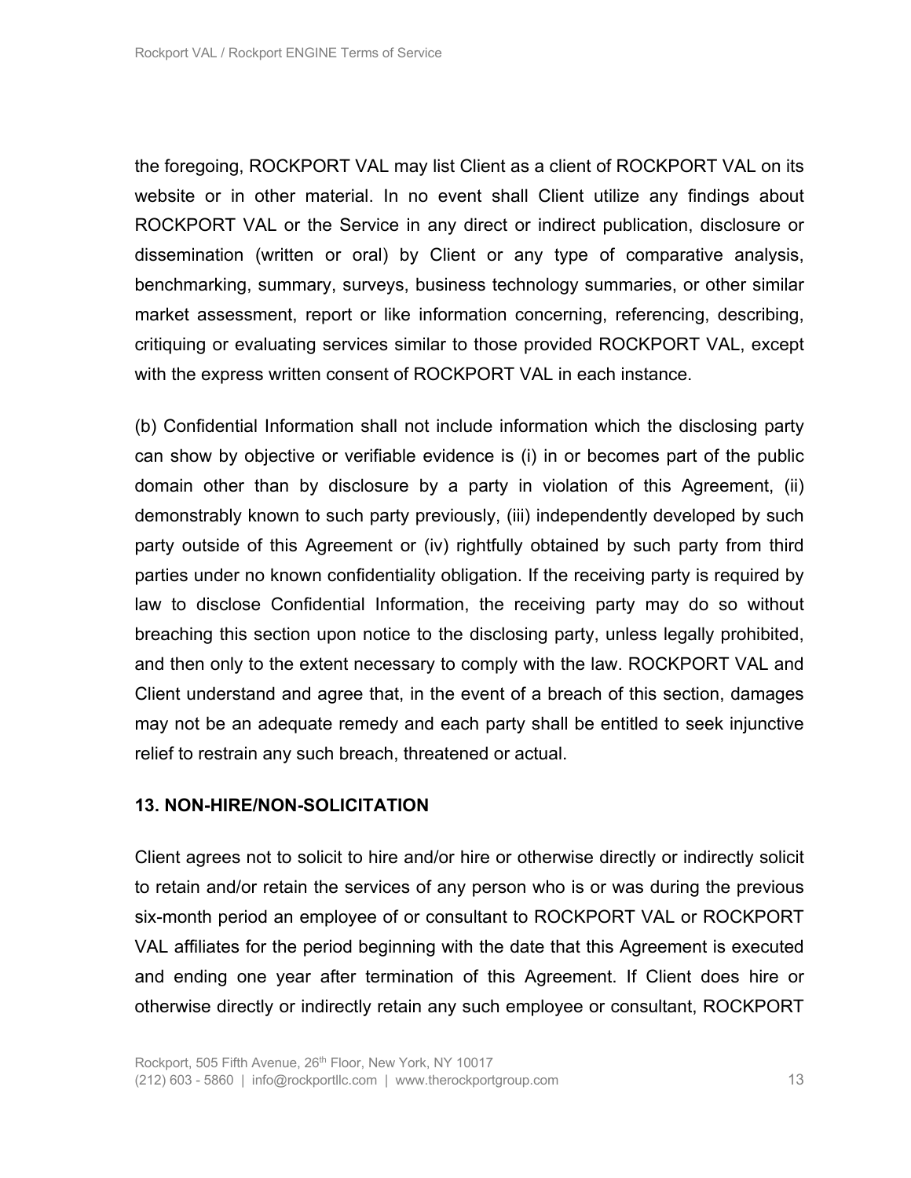the foregoing, ROCKPORT VAL may list Client as a client of ROCKPORT VAL on its website or in other material. In no event shall Client utilize any findings about ROCKPORT VAL or the Service in any direct or indirect publication, disclosure or dissemination (written or oral) by Client or any type of comparative analysis, benchmarking, summary, surveys, business technology summaries, or other similar market assessment, report or like information concerning, referencing, describing, critiquing or evaluating services similar to those provided ROCKPORT VAL, except with the express written consent of ROCKPORT VAL in each instance.

(b) Confidential Information shall not include information which the disclosing party can show by objective or verifiable evidence is (i) in or becomes part of the public domain other than by disclosure by a party in violation of this Agreement, (ii) demonstrably known to such party previously, (iii) independently developed by such party outside of this Agreement or (iv) rightfully obtained by such party from third parties under no known confidentiality obligation. If the receiving party is required by law to disclose Confidential Information, the receiving party may do so without breaching this section upon notice to the disclosing party, unless legally prohibited, and then only to the extent necessary to comply with the law. ROCKPORT VAL and Client understand and agree that, in the event of a breach of this section, damages may not be an adequate remedy and each party shall be entitled to seek injunctive relief to restrain any such breach, threatened or actual.

**13. NON-HIRE/NON-SOLICITATION**

Client agrees not to solicit to hire and/or hire or otherwise directly or indirectly solicit to retain and/or retain the services of any person who is or was during the previous six-month period an employee of or consultant to ROCKPORT VAL or ROCKPORT VAL affiliates for the period beginning with the date that this Agreement is executed and ending one year after termination of this Agreement. If Client does hire or otherwise directly or indirectly retain any such employee or consultant, ROCKPORT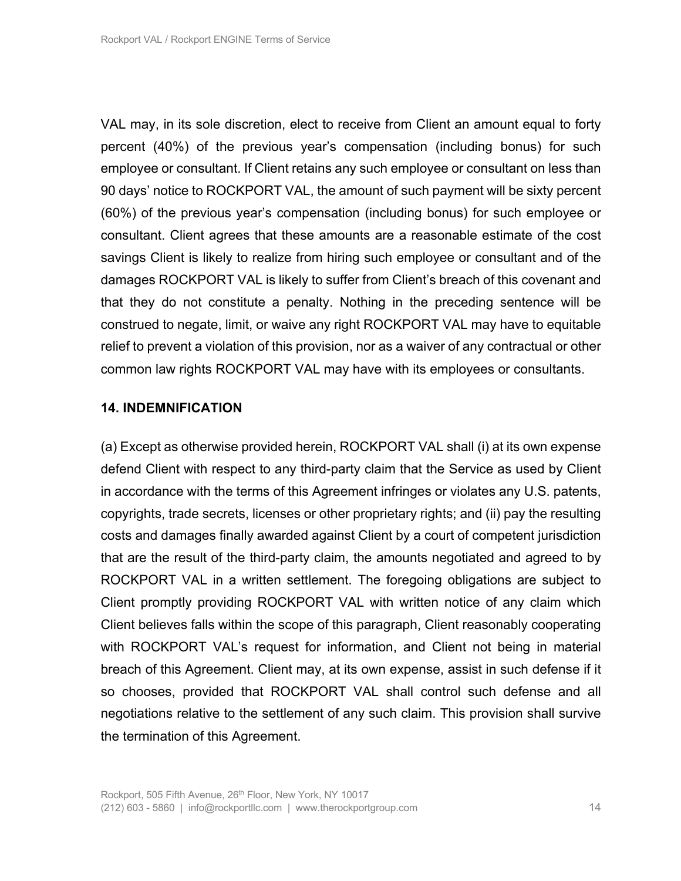VAL may, in its sole discretion, elect to receive from Client an amount equal to forty percent (40%) of the previous year's compensation (including bonus) for such employee or consultant. If Client retains any such employee or consultant on less than 90 days' notice to ROCKPORT VAL, the amount of such payment will be sixty percent (60%) of the previous year's compensation (including bonus) for such employee or consultant. Client agrees that these amounts are a reasonable estimate of the cost savings Client is likely to realize from hiring such employee or consultant and of the damages ROCKPORT VAL is likely to suffer from Client's breach of this covenant and that they do not constitute a penalty. Nothing in the preceding sentence will be construed to negate, limit, or waive any right ROCKPORT VAL may have to equitable relief to prevent a violation of this provision, nor as a waiver of any contractual or other common law rights ROCKPORT VAL may have with its employees or consultants.

## 14. INDEMNIFICATION

(a) Except as otherwise provided herein, ROCKPORT VAL shall (i) at its own expense defend Client with respect to any third-party claim that the Service as used by Client in accordance with the terms of this Agreement infringes or violates any U.S. patents, copyrights, trade secrets, licenses or other proprietary rights; and (ii) pay the resulting costs and damages finally awarded against Client by a court of competent jurisdiction that are the result of the third-party claim, the amounts negotiated and agreed to by ROCKPORT VAL in a written settlement. The foregoing obligations are subject to Client promptly providing ROCKPORT VAL with written notice of any claim which Client believes falls within the scope of this paragraph, Client reasonably cooperating with ROCKPORT VAL's request for information, and Client not being in material breach of this Agreement. Client may, at its own expense, assist in such defense if it so chooses, provided that ROCKPORT VAL shall control such defense and all negotiations relative to the settlement of any such claim. This provision shall survive the termination of this Agreement.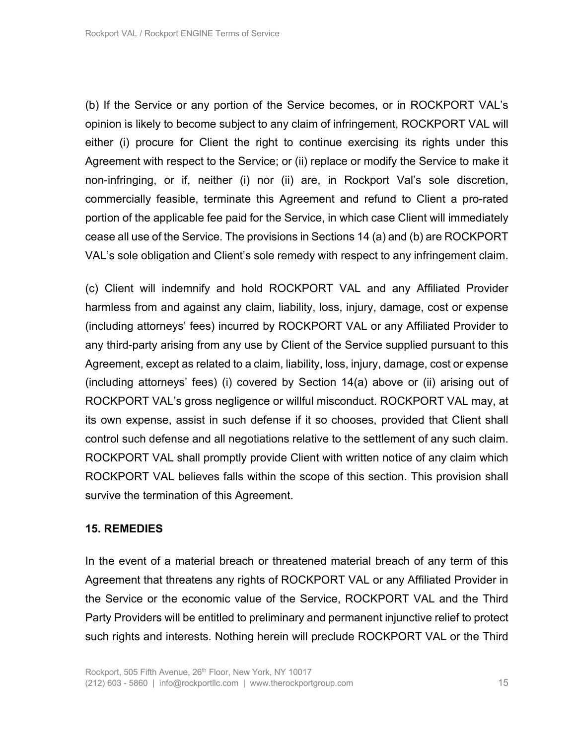(b) If the Service or any portion of the Service becomes, or in ROCKPORT VAL's opinion is likely to become subject to any claim of infringement, ROCKPORT VAL will either (i) procure for Client the right to continue exercising its rights under this Agreement with respect to the Service; or (ii) replace or modify the Service to make it non-infringing, or if, neither (i) nor (ii) are, in Rockport Val's sole discretion, commercially feasible, terminate this Agreement and refund to Client a pro-rated portion of the applicable fee paid for the Service, in which case Client will immediately cease all use of the Service. The provisions in Sections 14 (a) and (b) are ROCKPORT VAL's sole obligation and Client's sole remedy with respect to any infringement claim.

(c) Client will indemnify and hold ROCKPORT VAL and any Affiliated Provider harmless from and against any claim, liability, loss, injury, damage, cost or expense (including attorneys' fees) incurred by ROCKPORT VAL or any Affiliated Provider to any third-party arising from any use by Client of the Service supplied pursuant to this Agreement, except as related to a claim, liability, loss, injury, damage, cost or expense (including attorneys' fees) (i) covered by Section 14(a) above or (ii) arising out of ROCKPORT VAL's gross negligence or willful misconduct. ROCKPORT VAL may, at its own expense, assist in such defense if it so chooses, provided that Client shall control such defense and all negotiations relative to the settlement of any such claim. ROCKPORT VAL shall promptly provide Client with written notice of any claim which ROCKPORT VAL believes falls within the scope of this section. This provision shall survive the termination of this Agreement.

**15. REMEDIES**

In the event of a material breach or threatened material breach of any term of this Agreement that threatens any rights of ROCKPORT VAL or any Affiliated Provider in the Service or the economic value of the Service, ROCKPORT VAL and the Third Party Providers will be entitled to preliminary and permanent injunctive relief to protect such rights and interests. Nothing herein will preclude ROCKPORT VAL or the Third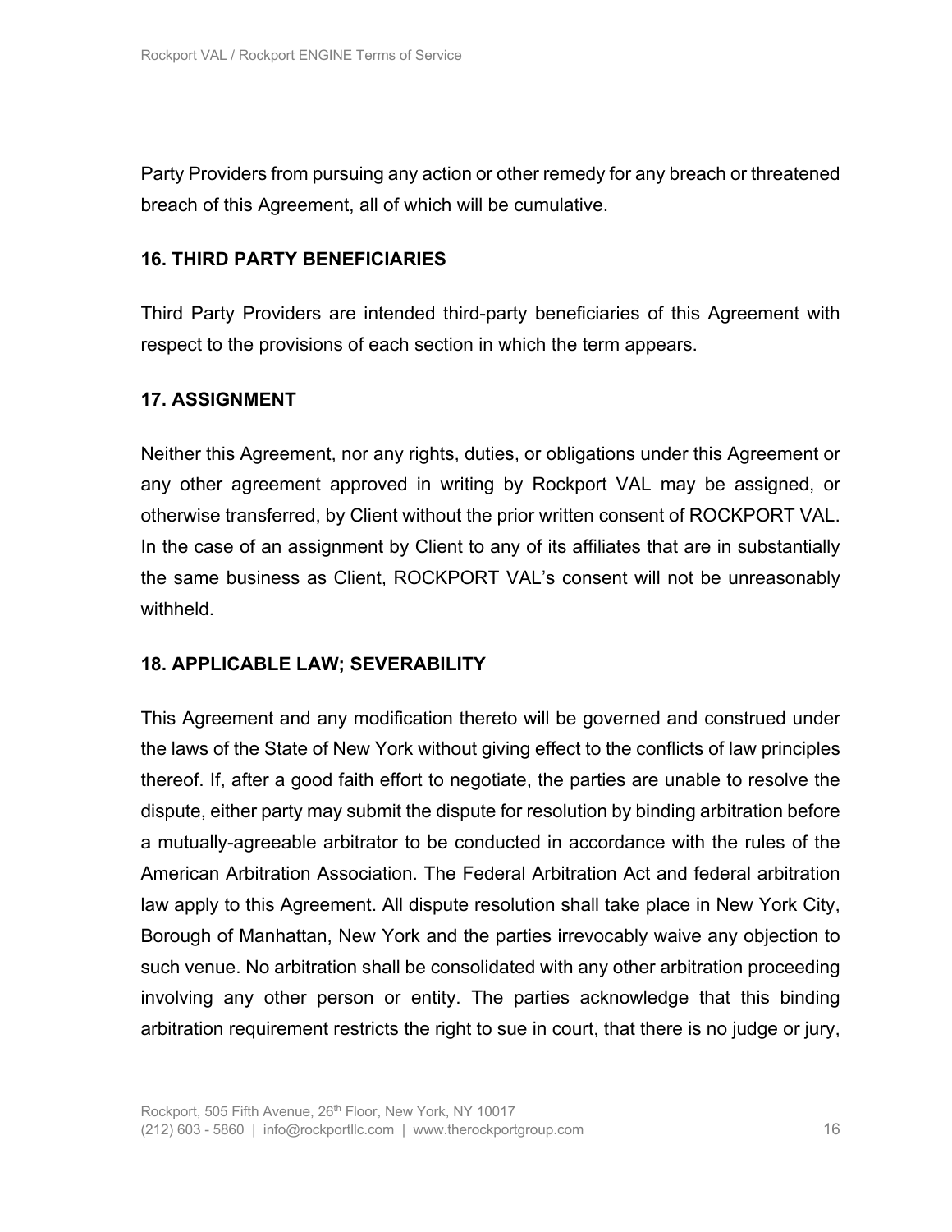Party Providers from pursuing any action or other remedy for any breach or threatened breach of this Agreement, all of which will be cumulative.

### 16. THIRD PARTY BENEFICIARIES

Third Party Providers are intended third-party beneficiaries of this Agreement with respect to the provisions of each section in which the term appears.

### 17. ASSIGNMENT

Neither this Agreement, nor any rights, duties, or obligations under this Agreement or any other agreement approved in writing by Rockport VAL may be assigned, or otherwise transferred, by Client without the prior written consent of ROCKPORT VAL. In the case of an assignment by Client to any of its affiliates that are in substantially the same business as Client, ROCKPORT VAL's consent will not be unreasonably withheld.

### 18. APPLICABLE LAW; SEVERABILITY

This Agreement and any modification thereto will be governed and construed under the laws of the State of New York without giving effect to the conflicts of law principles thereof. If, after a good faith effort to negotiate, the parties are unable to resolve the dispute, either party may submit the dispute for resolution by binding arbitration before a mutually-agreeable arbitrator to be conducted in accordance with the rules of the American Arbitration Association. The Federal Arbitration Act and federal arbitration law apply to this Agreement. All dispute resolution shall take place in New York City, Borough of Manhattan, New York and the parties irrevocably waive any objection to such venue. No arbitration shall be consolidated with any other arbitration proceeding involving any other person or entity. The parties acknowledge that this binding arbitration requirement restricts the right to sue in court, that there is no judge or jury,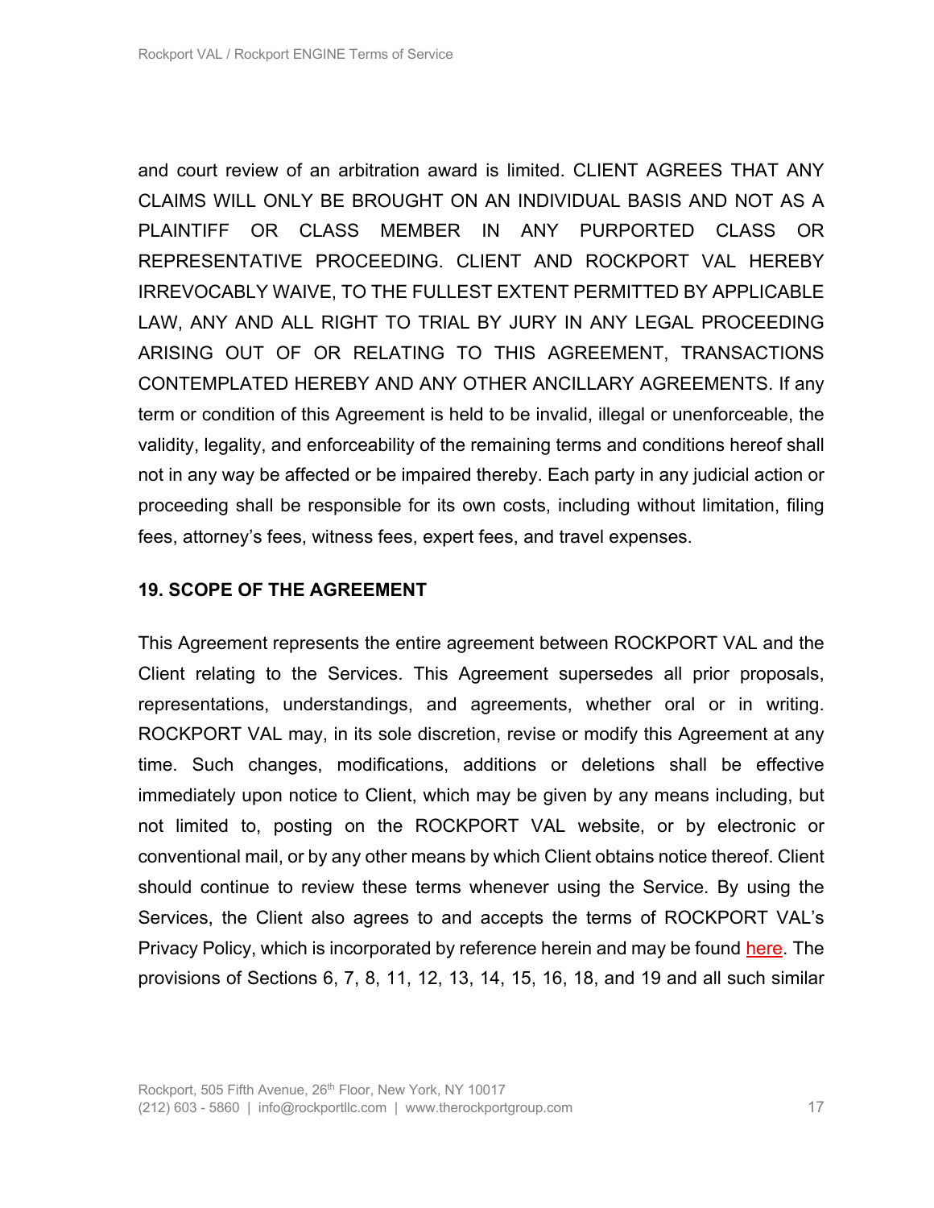and court review of an arbitration award is limited. CLIENT AGREES THAT ANY CLAIMS WILL ONLY BE BROUGHT ON AN INDIVIDUAL BASIS AND NOT AS A PLAINTIFF OR CLASS MEMBER IN ANY PURPORTED CLASS OR REPRESENTATIVE PROCEEDING. CLIENT AND ROCKPORT VAL HEREBY IRREVOCABLY WAIVE, TO THE FULLEST EXTENT PERMITTED BY APPLICABLE LAW, ANY AND ALL RIGHT TO TRIAL BY JURY IN ANY LEGAL PROCEEDING ARISING OUT OF OR RELATING TO THIS AGREEMENT, TRANSACTIONS CONTEMPLATED HEREBY AND ANY OTHER ANCILLARY AGREEMENTS. If any term or condition of this Agreement is held to be invalid, illegal or unenforceable, the validity, legality, and enforceability of the remaining terms and conditions hereof shall not in any way be affected or be impaired thereby. Each party in any judicial action or proceeding shall be responsible for its own costs, including without limitation, filing fees, attorney's fees, witness fees, expert fees, and travel expenses.

## 19. SCOPE OF THE AGREEMENT

This Agreement represents the entire agreement between ROCKPORT VAL and the Client relating to the Services. This Agreement supersedes all prior proposals, representations, understandings, and agreements, whether oral or in writing. ROCKPORT VAL may, in its sole discretion, revise or modify this Agreement at any time. Such changes, modifications, additions or deletions shall be effective immediately upon notice to Client, which may be given by any means including, but not limited to, posting on the ROCKPORT VAL website, or by electronic or conventional mail, or by any other means by which Client obtains notice thereof. Client should continue to review these terms whenever using the Service. By using the Services, the Client also agrees to and accepts the terms of ROCKPORT VAL's Privacy Policy, which is incorporated by reference herein and may be found here. The provisions of Sections 6, 7, 8, 11, 12, 13, 14, 15, 16, 18, and 19 and all such similar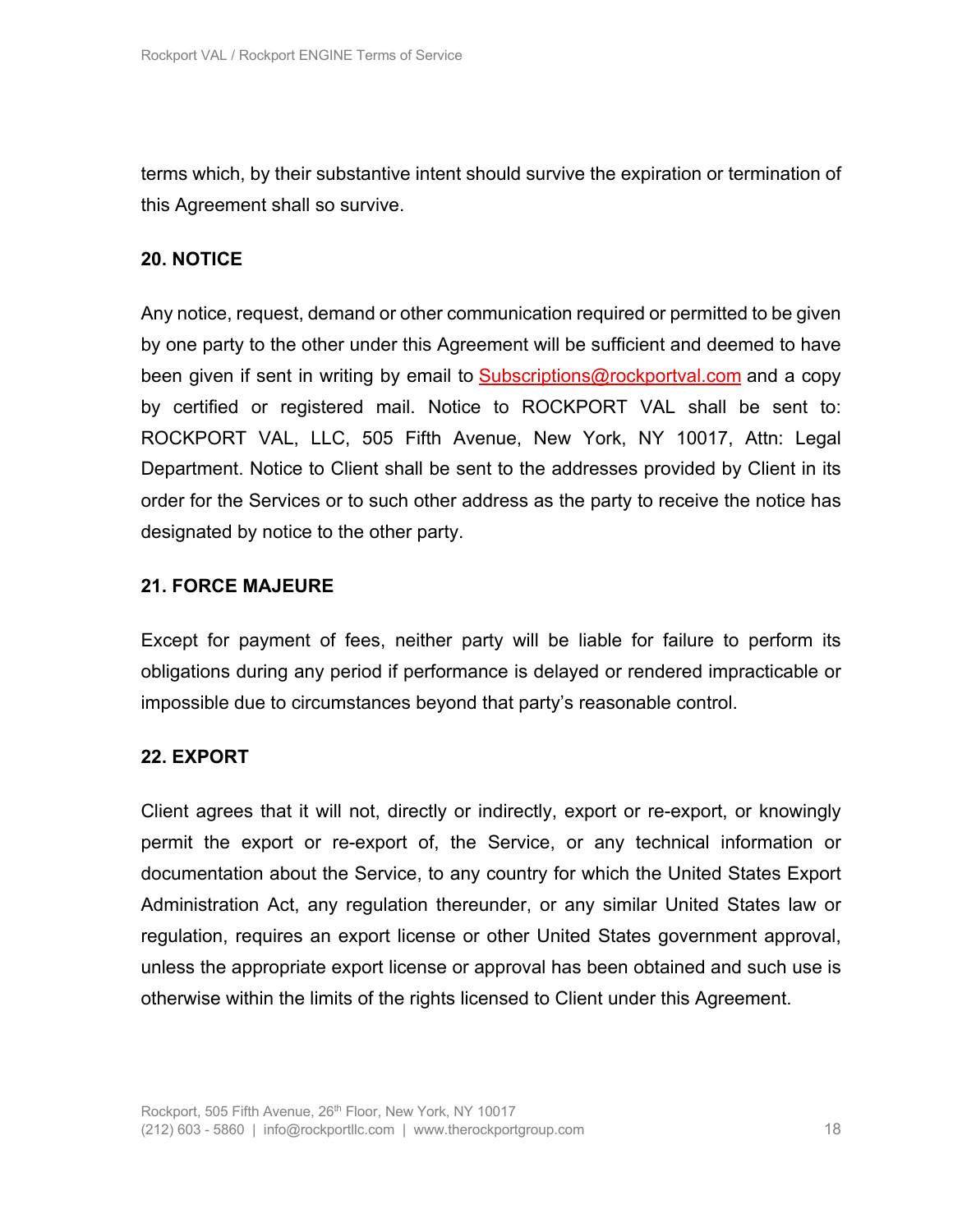terms which, by their substantive intent should survive the expiration or termination of this Agreement shall so survive.

**20. NOTICE**

Any notice, request, demand or other communication required or permitted to be given by one party to the other under this Agreement will be sufficient and deemed to have been given if sent in writing by email to Subscriptions@rockportval.com and a copy by certified or registered mail. Notice to ROCKPORT VAL shall be sent to: ROCKPORT VAL, LLC, 505 Fifth Avenue, New York, NY 10017, Attn: Legal Department. Notice to Client shall be sent to the addresses provided by Client in its order for the Services or to such other address as the party to receive the notice has designated by notice to the other party.

**21. FORCE MAJEURE**

Except for payment of fees, neither party will be liable for failure to perform its obligations during any period if performance is delayed or rendered impracticable or impossible due to circumstances beyond that party's reasonable control.

**22. EXPORT**

Client agrees that it will not, directly or indirectly, export or re-export, or knowingly permit the export or re-export of, the Service, or any technical information or documentation about the Service, to any country for which the United States Export Administration Act, any regulation thereunder, or any similar United States law or regulation, requires an export license or other United States government approval, unless the appropriate export license or approval has been obtained and such use is otherwise within the limits of the rights licensed to Client under this Agreement.